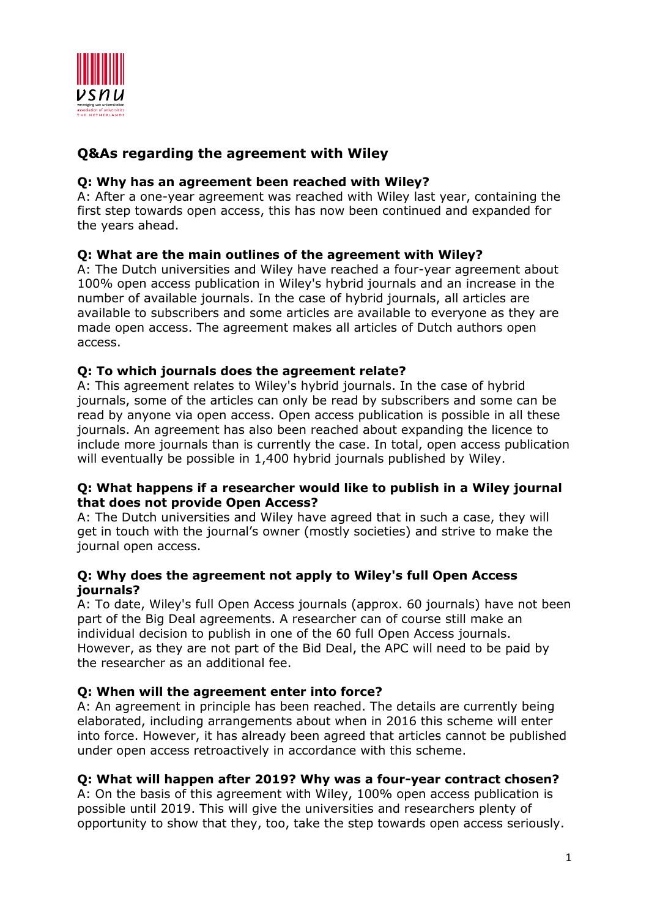vsnu

vereniging van universiteiten
association of universities
THE NETHERLANDS

## Q&As regarding the agreement with Wiley

**Q: Why has an agreement been reached with Wiley?**
A: After a one-year agreement was reached with Wiley last year, containing the first step towards open access, this has now been continued and expanded for the years ahead.

**Q: What are the main outlines of the agreement with Wiley?**
A: The Dutch universities and Wiley have reached a four-year agreement about 100% open access publication in Wiley's hybrid journals and an increase in the number of available journals. In the case of hybrid journals, all articles are available to subscribers and some articles are available to everyone as they are made open access. The agreement makes all articles of Dutch authors open access.

**Q: To which journals does the agreement relate?**
A: This agreement relates to Wiley's hybrid journals. In the case of hybrid journals, some of the articles can only be read by subscribers and some can be read by anyone via open access. Open access publication is possible in all these journals. An agreement has also been reached about expanding the licence to include more journals than is currently the case. In total, open access publication will eventually be possible in 1,400 hybrid journals published by Wiley.

**Q: What happens if a researcher would like to publish in a Wiley journal that does not provide Open Access?**
A: The Dutch universities and Wiley have agreed that in such a case, they will get in touch with the journal's owner (mostly societies) and strive to make the journal open access.

**Q: Why does the agreement not apply to Wiley's full Open Access journals?**
A: To date, Wiley's full Open Access journals (approx. 60 journals) have not been part of the Big Deal agreements. A researcher can of course still make an individual decision to publish in one of the 60 full Open Access journals. However, as they are not part of the Bid Deal, the APC will need to be paid by the researcher as an additional fee.

**Q: When will the agreement enter into force?**
A: An agreement in principle has been reached. The details are currently being elaborated, including arrangements about when in 2016 this scheme will enter into force. However, it has already been agreed that articles cannot be published under open access retroactively in accordance with this scheme.

**Q: What will happen after 2019? Why was a four-year contract chosen?**
A: On the basis of this agreement with Wiley, 100% open access publication is possible until 2019. This will give the universities and researchers plenty of opportunity to show that they, too, take the step towards open access seriously.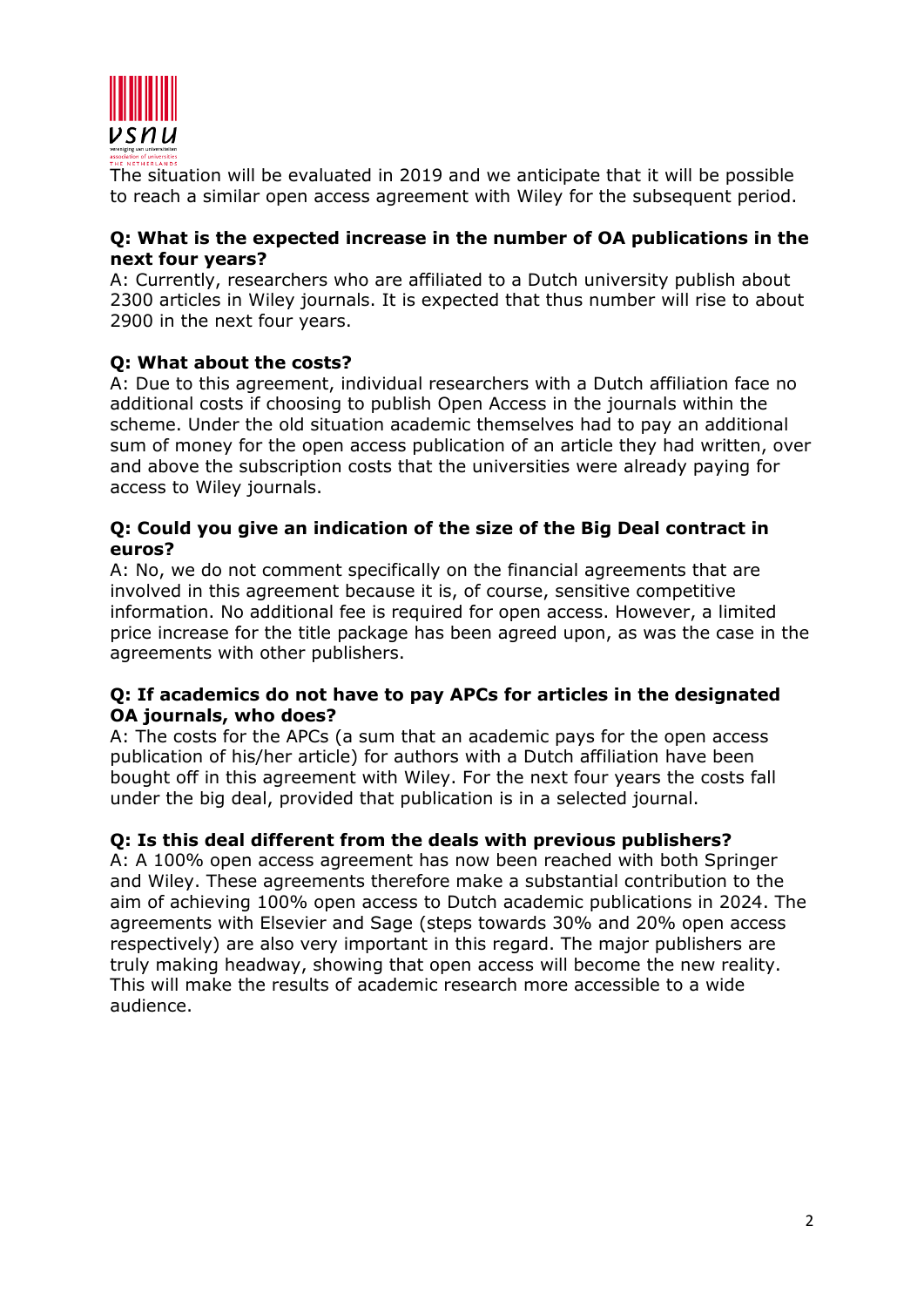The situation will be evaluated in 2019 and we anticipate that it will be possible to reach a similar open access agreement with Wiley for the subsequent period.

**Q: What is the expected increase in the number of OA publications in the next four years?**
A: Currently, researchers who are affiliated to a Dutch university publish about 2300 articles in Wiley journals. It is expected that thus number will rise to about 2900 in the next four years.

**Q: What about the costs?**
A: Due to this agreement, individual researchers with a Dutch affiliation face no additional costs if choosing to publish Open Access in the journals within the scheme. Under the old situation academic themselves had to pay an additional sum of money for the open access publication of an article they had written, over and above the subscription costs that the universities were already paying for access to Wiley journals.

**Q: Could you give an indication of the size of the Big Deal contract in euros?**
A: No, we do not comment specifically on the financial agreements that are involved in this agreement because it is, of course, sensitive competitive information. No additional fee is required for open access. However, a limited price increase for the title package has been agreed upon, as was the case in the agreements with other publishers.

**Q: If academics do not have to pay APCs for articles in the designated OA journals, who does?**
A: The costs for the APCs (a sum that an academic pays for the open access publication of his/her article) for authors with a Dutch affiliation have been bought off in this agreement with Wiley. For the next four years the costs fall under the big deal, provided that publication is in a selected journal.

**Q: Is this deal different from the deals with previous publishers?**
A: A 100% open access agreement has now been reached with both Springer and Wiley. These agreements therefore make a substantial contribution to the aim of achieving 100% open access to Dutch academic publications in 2024. The agreements with Elsevier and Sage (steps towards 30% and 20% open access respectively) are also very important in this regard. The major publishers are truly making headway, showing that open access will become the new reality. This will make the results of academic research more accessible to a wide audience.